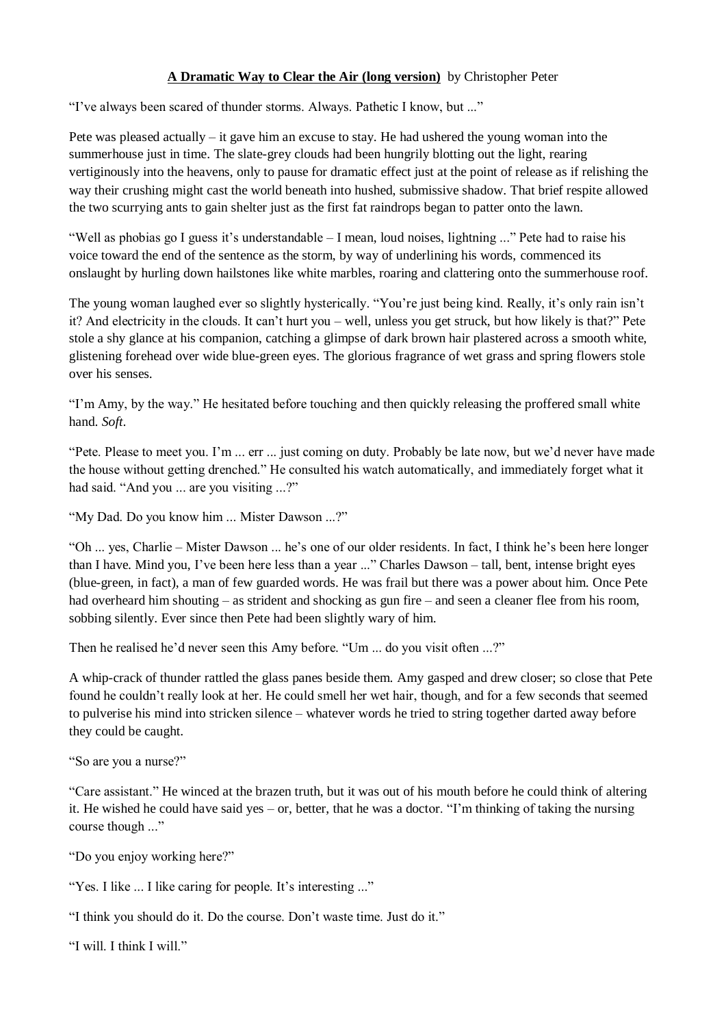**A Dramatic Way to Clear the Air (long version)** by Christopher Peter

"I've always been scared of thunder storms. Always. Pathetic I know, but ..."

Pete was pleased actually – it gave him an excuse to stay. He had ushered the young woman into the summerhouse just in time. The slate-grey clouds had been hungrily blotting out the light, rearing vertiginously into the heavens, only to pause for dramatic effect just at the point of release as if relishing the way their crushing might cast the world beneath into hushed, submissive shadow. That brief respite allowed the two scurrying ants to gain shelter just as the first fat raindrops began to patter onto the lawn.

"Well as phobias go I guess it's understandable – I mean, loud noises, lightning ..." Pete had to raise his voice toward the end of the sentence as the storm, by way of underlining his words, commenced its onslaught by hurling down hailstones like white marbles, roaring and clattering onto the summerhouse roof.

The young woman laughed ever so slightly hysterically. "You're just being kind. Really, it's only rain isn't it? And electricity in the clouds. It can't hurt you – well, unless you get struck, but how likely is that?" Pete stole a shy glance at his companion, catching a glimpse of dark brown hair plastered across a smooth white, glistening forehead over wide blue-green eyes. The glorious fragrance of wet grass and spring flowers stole over his senses.

"I'm Amy, by the way." He hesitated before touching and then quickly releasing the proffered small white hand. *Soft*.

"Pete. Please to meet you. I'm ... err ... just coming on duty. Probably be late now, but we'd never have made the house without getting drenched." He consulted his watch automatically, and immediately forget what it had said. "And you ... are you visiting ...?"

"My Dad. Do you know him ... Mister Dawson ...?"

"Oh ... yes, Charlie – Mister Dawson ... he's one of our older residents. In fact, I think he's been here longer than I have. Mind you, I've been here less than a year ..." Charles Dawson – tall, bent, intense bright eyes (blue-green, in fact), a man of few guarded words. He was frail but there was a power about him. Once Pete had overheard him shouting – as strident and shocking as gun fire – and seen a cleaner flee from his room, sobbing silently. Ever since then Pete had been slightly wary of him.

Then he realised he'd never seen this Amy before. "Um ... do you visit often ...?"

A whip-crack of thunder rattled the glass panes beside them. Amy gasped and drew closer; so close that Pete found he couldn't really look at her. He could smell her wet hair, though, and for a few seconds that seemed to pulverise his mind into stricken silence – whatever words he tried to string together darted away before they could be caught.

"So are you a nurse?"

"Care assistant." He winced at the brazen truth, but it was out of his mouth before he could think of altering it. He wished he could have said yes – or, better, that he was a doctor. "I'm thinking of taking the nursing course though ..."

"Do you enjoy working here?"

"Yes. I like ... I like caring for people. It's interesting ..."

"I think you should do it. Do the course. Don't waste time. Just do it."

"I will. I think I will."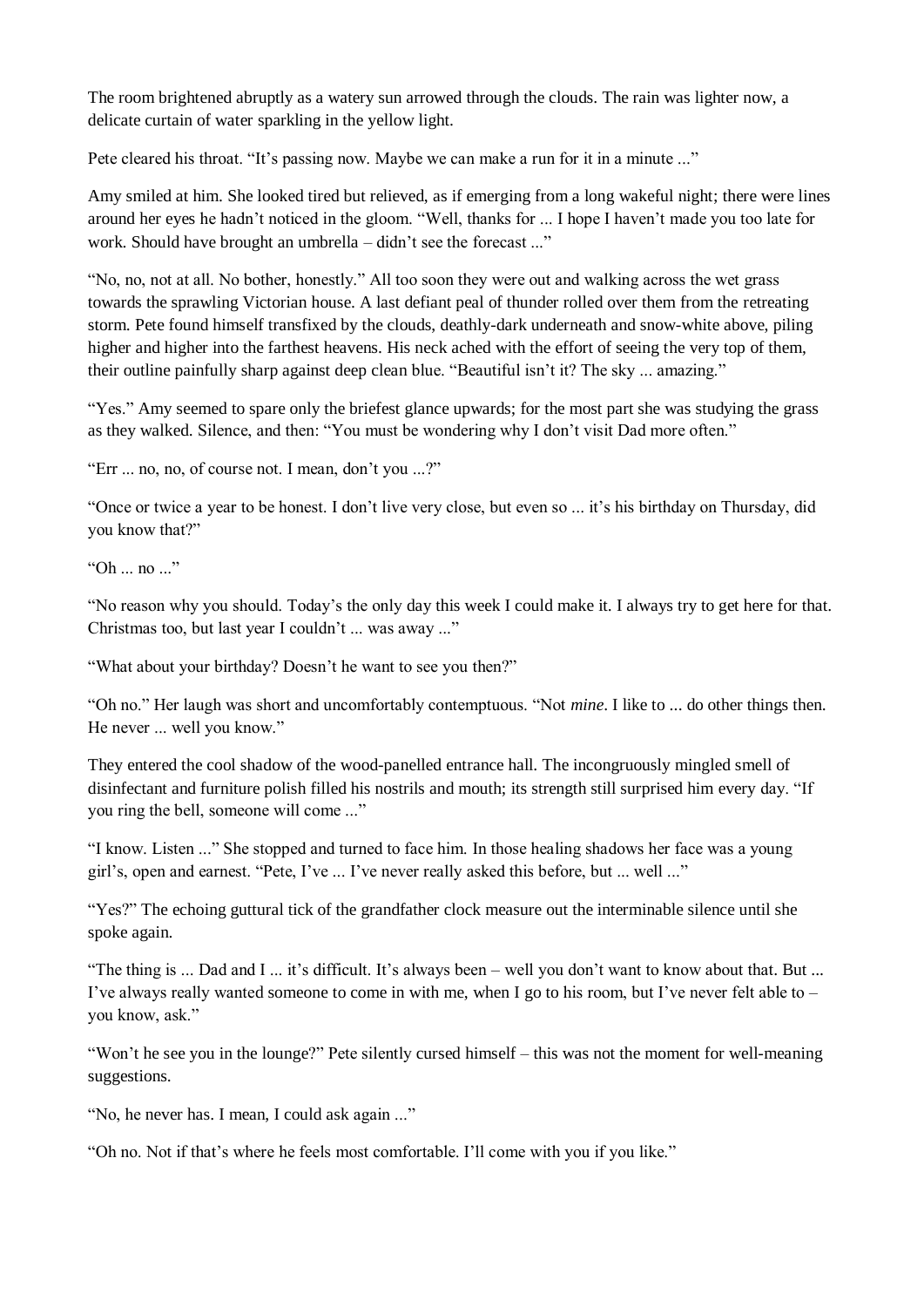The room brightened abruptly as a watery sun arrowed through the clouds. The rain was lighter now, a delicate curtain of water sparkling in the yellow light.

Pete cleared his throat. “It’s passing now. Maybe we can make a run for it in a minute ...”

Amy smiled at him. She looked tired but relieved, as if emerging from a long wakeful night; there were lines around her eyes he hadn’t noticed in the gloom. “Well, thanks for ... I hope I haven’t made you too late for work. Should have brought an umbrella – didn’t see the forecast ...”

“No, no, not at all. No bother, honestly.” All too soon they were out and walking across the wet grass towards the sprawling Victorian house. A last defiant peal of thunder rolled over them from the retreating storm. Pete found himself transfixed by the clouds, deathly-dark underneath and snow-white above, piling higher and higher into the farthest heavens. His neck ached with the effort of seeing the very top of them, their outline painfully sharp against deep clean blue. “Beautiful isn’t it? The sky ... amazing.”

“Yes.” Amy seemed to spare only the briefest glance upwards; for the most part she was studying the grass as they walked. Silence, and then: “You must be wondering why I don’t visit Dad more often.”

“Err ... no, no, of course not. I mean, don’t you ...?”

“Once or twice a year to be honest. I don’t live very close, but even so ... it’s his birthday on Thursday, did you know that?”

“Oh ... no ...”

“No reason why you should. Today’s the only day this week I could make it. I always try to get here for that. Christmas too, but last year I couldn’t ... was away ...”

“What about your birthday? Doesn’t he want to see you then?”

“Oh no.” Her laugh was short and uncomfortably contemptuous. “Not *mine*. I like to ... do other things then. He never ... well you know.”

They entered the cool shadow of the wood-panelled entrance hall. The incongruously mingled smell of disinfectant and furniture polish filled his nostrils and mouth; its strength still surprised him every day. “If you ring the bell, someone will come ...”

“I know. Listen ...” She stopped and turned to face him. In those healing shadows her face was a young girl’s, open and earnest. “Pete, I’ve ... I’ve never really asked this before, but ... well ...”

“Yes?” The echoing guttural tick of the grandfather clock measure out the interminable silence until she spoke again.

“The thing is ... Dad and I ... it’s difficult. It’s always been – well you don’t want to know about that. But ... I’ve always really wanted someone to come in with me, when I go to his room, but I’ve never felt able to – you know, ask.”

“Won’t he see you in the lounge?” Pete silently cursed himself – this was not the moment for well-meaning suggestions.

“No, he never has. I mean, I could ask again ...”

“Oh no. Not if that’s where he feels most comfortable. I’ll come with you if you like.”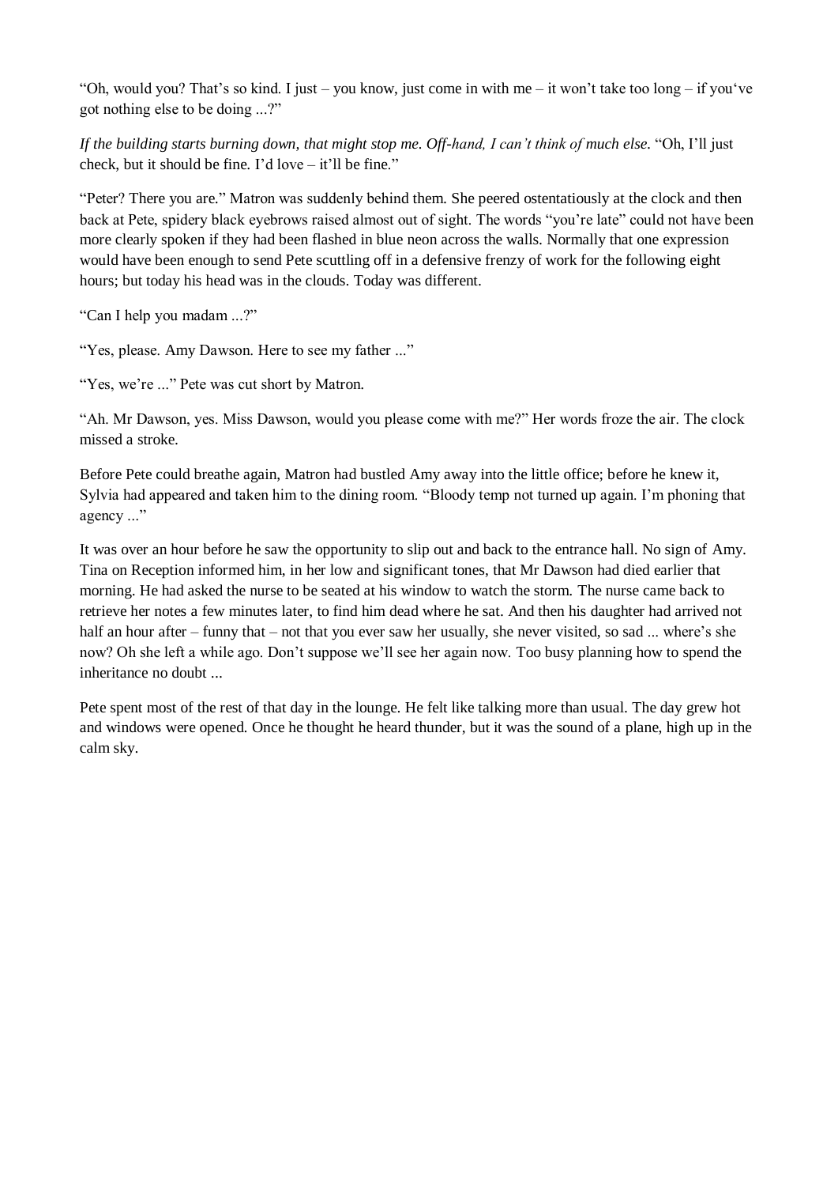"Oh, would you? That's so kind. I just – you know, just come in with me – it won't take too long – if you've got nothing else to be doing ...?"

*If the building starts burning down, that might stop me. Off-hand, I can't think of much else.* "Oh, I'll just check, but it should be fine. I'd love – it'll be fine."

"Peter? There you are." Matron was suddenly behind them. She peered ostentatiously at the clock and then back at Pete, spidery black eyebrows raised almost out of sight. The words "you're late" could not have been more clearly spoken if they had been flashed in blue neon across the walls. Normally that one expression would have been enough to send Pete scuttling off in a defensive frenzy of work for the following eight hours; but today his head was in the clouds. Today was different.

"Can I help you madam ...?"

"Yes, please. Amy Dawson. Here to see my father ..."

"Yes, we're ..." Pete was cut short by Matron.

"Ah. Mr Dawson, yes. Miss Dawson, would you please come with me?" Her words froze the air. The clock missed a stroke.

Before Pete could breathe again, Matron had bustled Amy away into the little office; before he knew it, Sylvia had appeared and taken him to the dining room. "Bloody temp not turned up again. I'm phoning that agency ..."

It was over an hour before he saw the opportunity to slip out and back to the entrance hall. No sign of Amy. Tina on Reception informed him, in her low and significant tones, that Mr Dawson had died earlier that morning. He had asked the nurse to be seated at his window to watch the storm. The nurse came back to retrieve her notes a few minutes later, to find him dead where he sat. And then his daughter had arrived not half an hour after – funny that – not that you ever saw her usually, she never visited, so sad ... where's she now? Oh she left a while ago. Don't suppose we'll see her again now. Too busy planning how to spend the inheritance no doubt ...

Pete spent most of the rest of that day in the lounge. He felt like talking more than usual. The day grew hot and windows were opened. Once he thought he heard thunder, but it was the sound of a plane, high up in the calm sky.